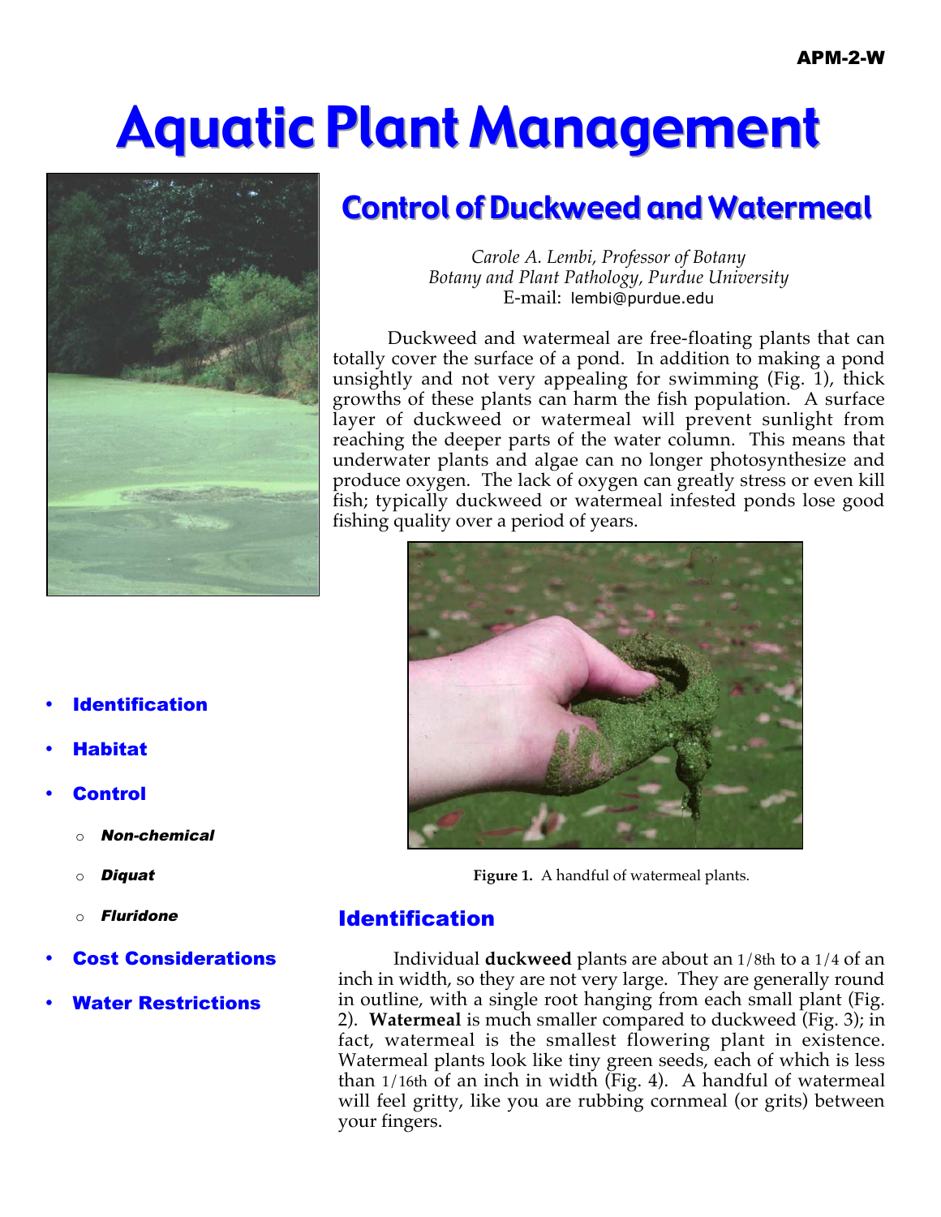APM-2-W

# Aquatic Plant Management

## Control of Duckweed and Watermeal

*Carole A. Lembi, Professor of Botany*
*Botany and Plant Pathology, Purdue University*
E-mail: lembi@purdue.edu

Duckweed and watermeal are free-floating plants that can totally cover the surface of a pond. In addition to making a pond unsightly and not very appealing for swimming (Fig. 1), thick growths of these plants can harm the fish population. A surface layer of duckweed or watermeal will prevent sunlight from reaching the deeper parts of the water column. This means that underwater plants and algae can no longer photosynthesize and produce oxygen. The lack of oxygen can greatly stress or even kill fish; typically duckweed or watermeal infested ponds lose good fishing quality over a period of years.

**Figure 1.** A handful of watermeal plants.

- **Identification**
- **Habitat**
- **Control**
  - *Non-chemical*
  - *Diquat*
  - *Fluridone*
- **Cost Considerations**
- **Water Restrictions**

## Identification

Individual **duckweed** plants are about an 1/8th to a 1/4 of an inch in width, so they are not very large. They are generally round in outline, with a single root hanging from each small plant (Fig. 2). **Watermeal** is much smaller compared to duckweed (Fig. 3); in fact, watermeal is the smallest flowering plant in existence. Watermeal plants look like tiny green seeds, each of which is less than 1/16th of an inch in width (Fig. 4). A handful of watermeal will feel gritty, like you are rubbing cornmeal (or grits) between your fingers.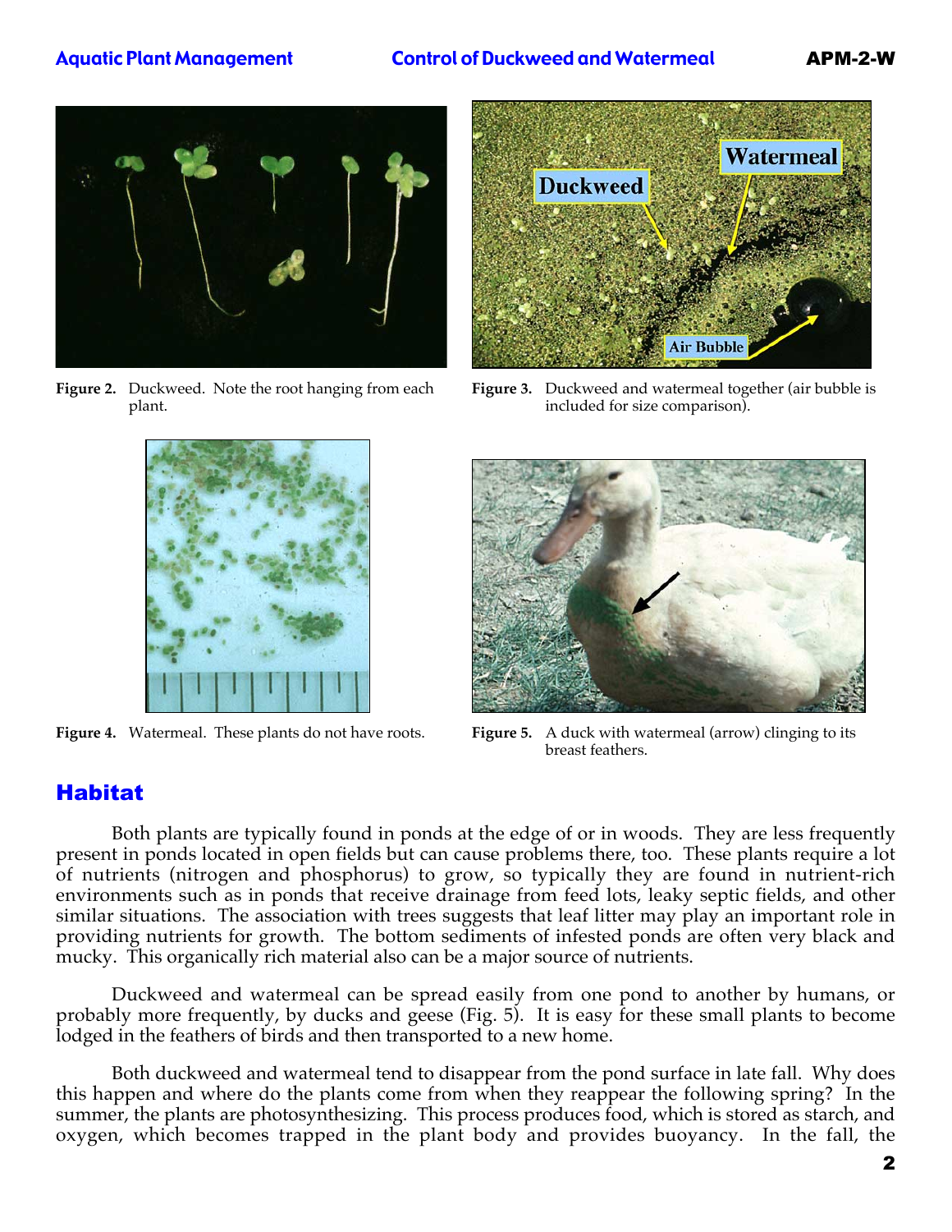Figure 2. Duckweed. Note the root hanging from each plant.

Figure 3. Duckweed and watermeal together (air bubble is included for size comparison).

Figure 4. Watermeal. These plants do not have roots.

Figure 5. A duck with watermeal (arrow) clinging to its breast feathers.

## Habitat

Both plants are typically found in ponds at the edge of or in woods. They are less frequently present in ponds located in open fields but can cause problems there, too. These plants require a lot of nutrients (nitrogen and phosphorus) to grow, so typically they are found in nutrient-rich environments such as in ponds that receive drainage from feed lots, leaky septic fields, and other similar situations. The association with trees suggests that leaf litter may play an important role in providing nutrients for growth. The bottom sediments of infested ponds are often very black and mucky. This organically rich material also can be a major source of nutrients.

Duckweed and watermeal can be spread easily from one pond to another by humans, or probably more frequently, by ducks and geese (Fig. 5). It is easy for these small plants to become lodged in the feathers of birds and then transported to a new home.

Both duckweed and watermeal tend to disappear from the pond surface in late fall. Why does this happen and where do the plants come from when they reappear the following spring? In the summer, the plants are photosynthesizing. This process produces food, which is stored as starch, and oxygen, which becomes trapped in the plant body and provides buoyancy. In the fall, the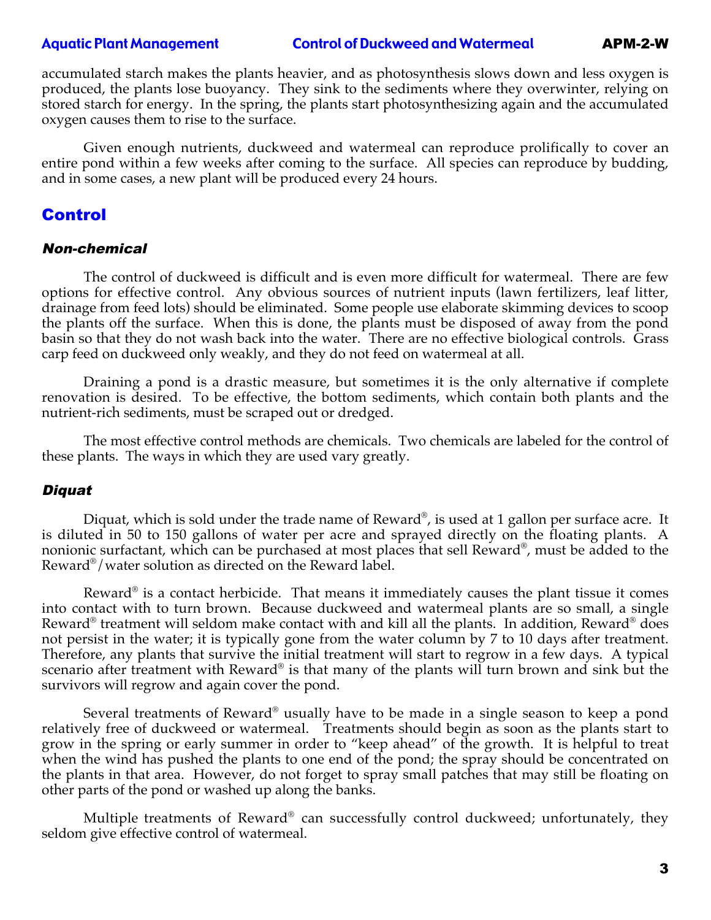accumulated starch makes the plants heavier, and as photosynthesis slows down and less oxygen is produced, the plants lose buoyancy. They sink to the sediments where they overwinter, relying on stored starch for energy. In the spring, the plants start photosynthesizing again and the accumulated oxygen causes them to rise to the surface.

Given enough nutrients, duckweed and watermeal can reproduce prolifically to cover an entire pond within a few weeks after coming to the surface. All species can reproduce by budding, and in some cases, a new plant will be produced every 24 hours.

## Control

### *Non-chemical*

The control of duckweed is difficult and is even more difficult for watermeal. There are few options for effective control. Any obvious sources of nutrient inputs (lawn fertilizers, leaf litter, drainage from feed lots) should be eliminated. Some people use elaborate skimming devices to scoop the plants off the surface. When this is done, the plants must be disposed of away from the pond basin so that they do not wash back into the water. There are no effective biological controls. Grass carp feed on duckweed only weakly, and they do not feed on watermeal at all.

Draining a pond is a drastic measure, but sometimes it is the only alternative if complete renovation is desired. To be effective, the bottom sediments, which contain both plants and the nutrient-rich sediments, must be scraped out or dredged.

The most effective control methods are chemicals. Two chemicals are labeled for the control of these plants. The ways in which they are used vary greatly.

### *Diquat*

Diquat, which is sold under the trade name of Reward®, is used at 1 gallon per surface acre. It is diluted in 50 to 150 gallons of water per acre and sprayed directly on the floating plants. A nonionic surfactant, which can be purchased at most places that sell Reward®, must be added to the Reward®/water solution as directed on the Reward label.

Reward® is a contact herbicide. That means it immediately causes the plant tissue it comes into contact with to turn brown. Because duckweed and watermeal plants are so small, a single Reward® treatment will seldom make contact with and kill all the plants. In addition, Reward® does not persist in the water; it is typically gone from the water column by 7 to 10 days after treatment. Therefore, any plants that survive the initial treatment will start to regrow in a few days. A typical scenario after treatment with Reward® is that many of the plants will turn brown and sink but the survivors will regrow and again cover the pond.

Several treatments of Reward® usually have to be made in a single season to keep a pond relatively free of duckweed or watermeal. Treatments should begin as soon as the plants start to grow in the spring or early summer in order to "keep ahead" of the growth. It is helpful to treat when the wind has pushed the plants to one end of the pond; the spray should be concentrated on the plants in that area. However, do not forget to spray small patches that may still be floating on other parts of the pond or washed up along the banks.

Multiple treatments of Reward® can successfully control duckweed; unfortunately, they seldom give effective control of watermeal.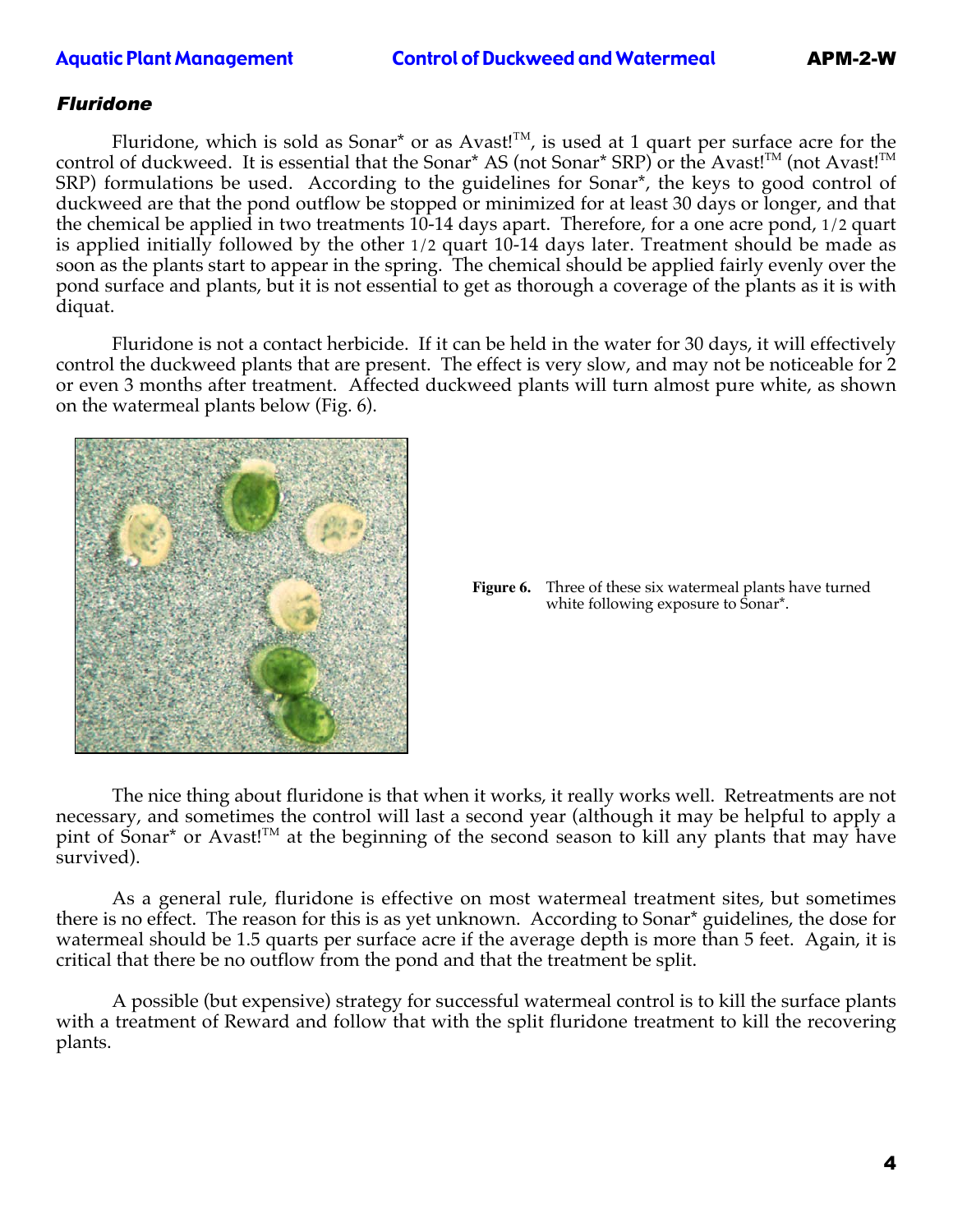### *Fluridone*

Fluridone, which is sold as Sonar* or as Avast!™, is used at 1 quart per surface acre for the control of duckweed. It is essential that the Sonar* AS (not Sonar* SRP) or the Avast!™ (not Avast!™ SRP) formulations be used. According to the guidelines for Sonar*, the keys to good control of duckweed are that the pond outflow be stopped or minimized for at least 30 days or longer, and that the chemical be applied in two treatments 10-14 days apart. Therefore, for a one acre pond, 1/2 quart is applied initially followed by the other 1/2 quart 10-14 days later. Treatment should be made as soon as the plants start to appear in the spring. The chemical should be applied fairly evenly over the pond surface and plants, but it is not essential to get as thorough a coverage of the plants as it is with diquat.

Fluridone is not a contact herbicide. If it can be held in the water for 30 days, it will effectively control the duckweed plants that are present. The effect is very slow, and may not be noticeable for 2 or even 3 months after treatment. Affected duckweed plants will turn almost pure white, as shown on the watermeal plants below (Fig. 6).

**Figure 6.** Three of these six watermeal plants have turned white following exposure to Sonar*.

The nice thing about fluridone is that when it works, it really works well. Retreatments are not necessary, and sometimes the control will last a second year (although it may be helpful to apply a pint of Sonar* or Avast!™ at the beginning of the second season to kill any plants that may have survived).

As a general rule, fluridone is effective on most watermeal treatment sites, but sometimes there is no effect. The reason for this is as yet unknown. According to Sonar* guidelines, the dose for watermeal should be 1.5 quarts per surface acre if the average depth is more than 5 feet. Again, it is critical that there be no outflow from the pond and that the treatment be split.

A possible (but expensive) strategy for successful watermeal control is to kill the surface plants with a treatment of Reward and follow that with the split fluridone treatment to kill the recovering plants.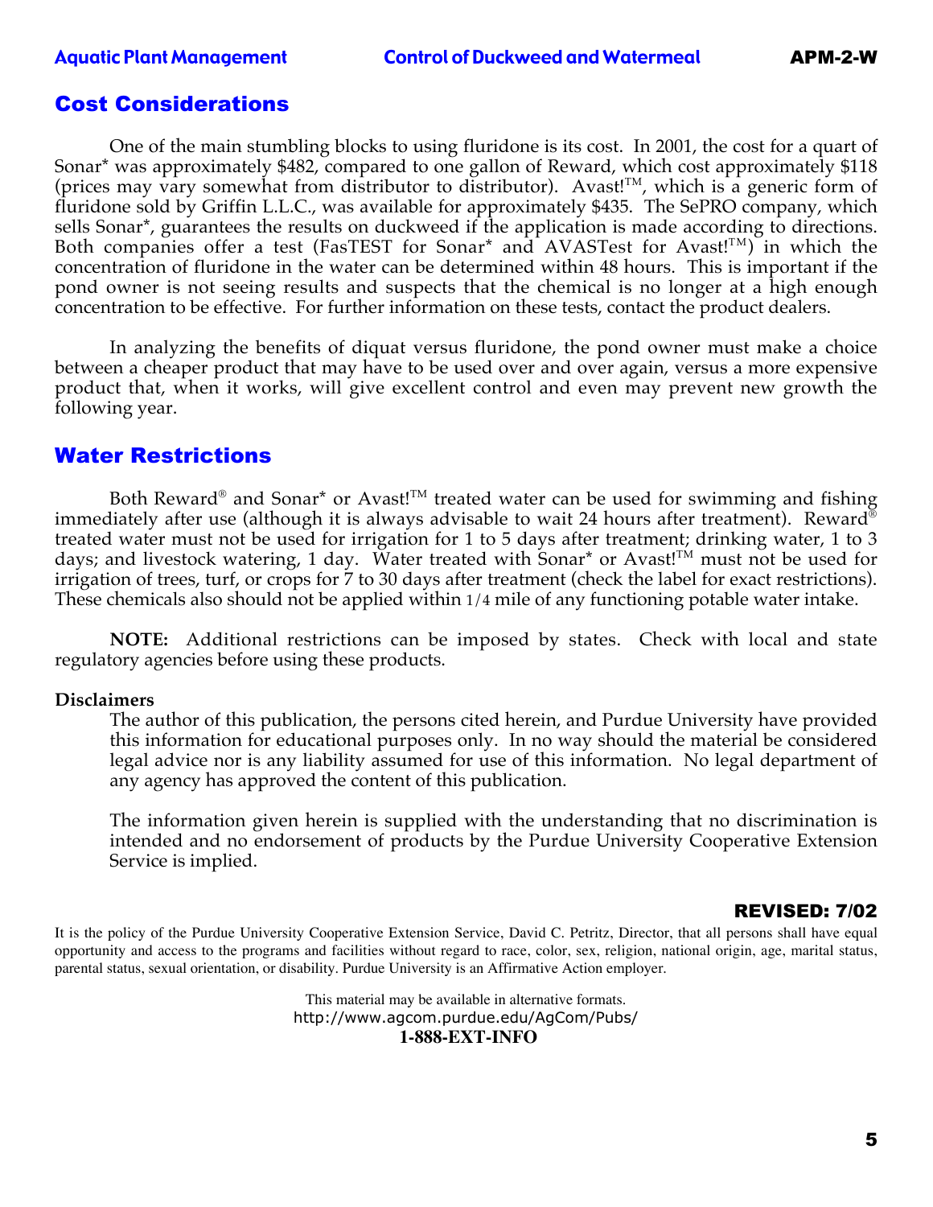## Cost Considerations

One of the main stumbling blocks to using fluridone is its cost. In 2001, the cost for a quart of Sonar* was approximately $482, compared to one gallon of Reward, which cost approximately $118 (prices may vary somewhat from distributor to distributor). Avast!™, which is a generic form of fluridone sold by Griffin L.L.C., was available for approximately $435. The SePRO company, which sells Sonar*, guarantees the results on duckweed if the application is made according to directions. Both companies offer a test (FasTEST for Sonar* and AVASTest for Avast!™) in which the concentration of fluridone in the water can be determined within 48 hours. This is important if the pond owner is not seeing results and suspects that the chemical is no longer at a high enough concentration to be effective. For further information on these tests, contact the product dealers.

In analyzing the benefits of diquat versus fluridone, the pond owner must make a choice between a cheaper product that may have to be used over and over again, versus a more expensive product that, when it works, will give excellent control and even may prevent new growth the following year.

## Water Restrictions

Both Reward® and Sonar* or Avast!™ treated water can be used for swimming and fishing immediately after use (although it is always advisable to wait 24 hours after treatment). Reward® treated water must not be used for irrigation for 1 to 5 days after treatment; drinking water, 1 to 3 days; and livestock watering, 1 day. Water treated with Sonar* or Avast!™ must not be used for irrigation of trees, turf, or crops for 7 to 30 days after treatment (check the label for exact restrictions). These chemicals also should not be applied within 1/4 mile of any functioning potable water intake.

**NOTE:** Additional restrictions can be imposed by states. Check with local and state regulatory agencies before using these products.

**Disclaimers**

The author of this publication, the persons cited herein, and Purdue University have provided this information for educational purposes only. In no way should the material be considered legal advice nor is any liability assumed for use of this information. No legal department of any agency has approved the content of this publication.

The information given herein is supplied with the understanding that no discrimination is intended and no endorsement of products by the Purdue University Cooperative Extension Service is implied.

**REVISED: 7/02**

It is the policy of the Purdue University Cooperative Extension Service, David C. Petritz, Director, that all persons shall have equal opportunity and access to the programs and facilities without regard to race, color, sex, religion, national origin, age, marital status, parental status, sexual orientation, or disability. Purdue University is an Affirmative Action employer.

This material may be available in alternative formats.
http://www.agcom.purdue.edu/AgCom/Pubs/
**1-888-EXT-INFO**